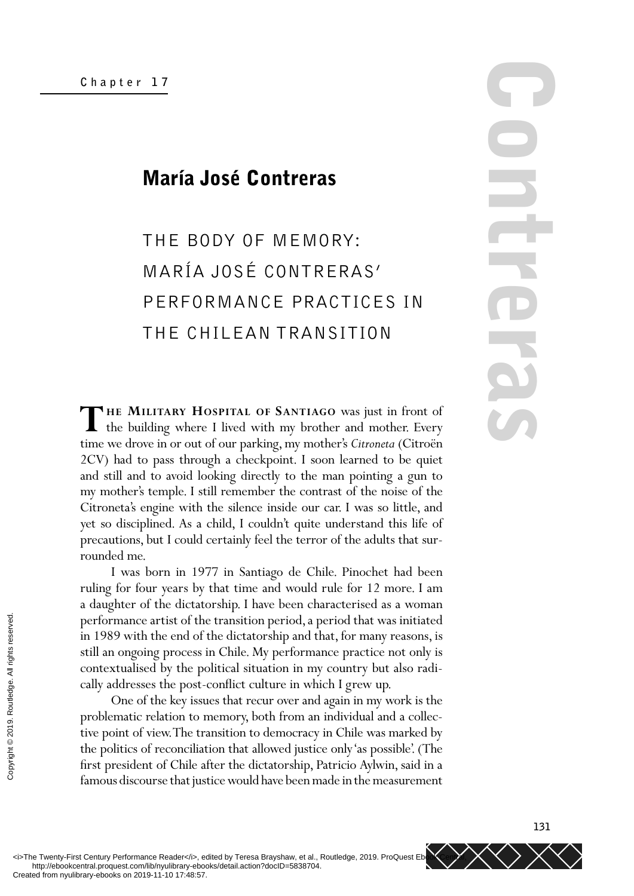Chapter 17

# María José Contreras

## THE BODY OF MEMORY: MARÍA JOSÉ CONTRERAS' PERFORMANCE PRACTICES IN THE CHILEAN TRANSITION

**THE MILITARY HOSPITAL OF SANTIAGO** was just in front of the building where I lived with my brother and mother. Every time we drove in or out of our parking, my mother's *Citroneta* (Citroën 2CV) had to pass through a checkpoint. I soon learned to be quiet and still and to avoid looking directly to the man pointing a gun to my mother's temple. I still remember the contrast of the noise of the Citroneta's engine with the silence inside our car. I was so little, and yet so disciplined. As a child, I couldn't quite understand this life of precautions, but I could certainly feel the terror of the adults that surrounded me.

I was born in 1977 in Santiago de Chile. Pinochet had been ruling for four years by that time and would rule for 12 more. I am a daughter of the dictatorship. I have been characterised as a woman performance artist of the transition period, a period that was initiated in 1989 with the end of the dictatorship and that, for many reasons, is still an ongoing process in Chile. My performance practice not only is contextualised by the political situation in my country but also radically addresses the post-conflict culture in which I grew up.

One of the key issues that recur over and again in my work is the problematic relation to memory, both from an individual and a collective point of view. The transition to democracy in Chile was marked by the politics of reconciliation that allowed justice only 'as possible'. (The first president of Chile after the dictatorship, Patricio Aylwin, said in a famous discourse that justice would have been made in the measurement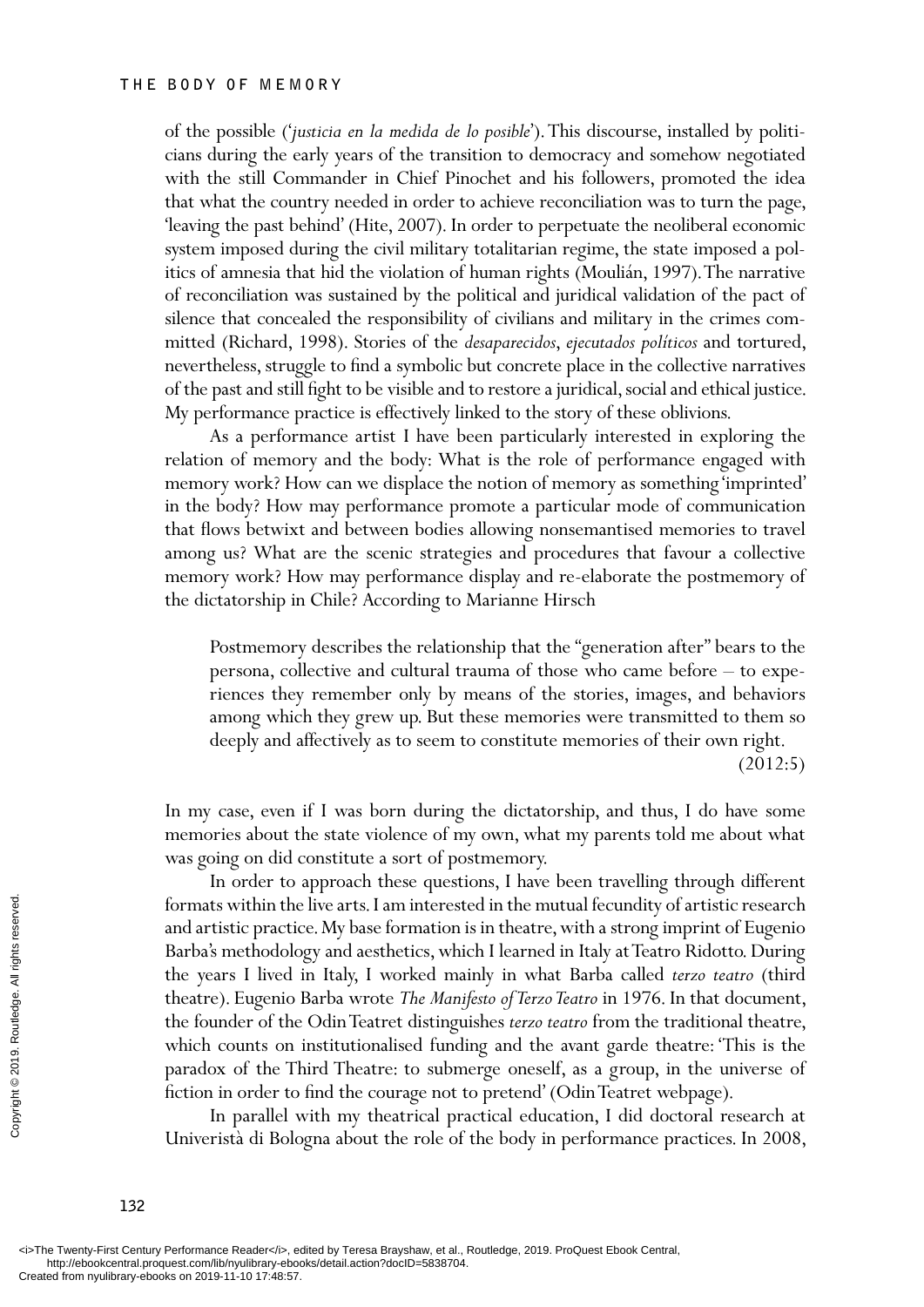of the possible ('*justicia en la medida de lo posible*'). This discourse, installed by politicians during the early years of the transition to democracy and somehow negotiated with the still Commander in Chief Pinochet and his followers, promoted the idea that what the country needed in order to achieve reconciliation was to turn the page, 'leaving the past behind' (Hite, 2007). In order to perpetuate the neoliberal economic system imposed during the civil military totalitarian regime, the state imposed a politics of amnesia that hid the violation of human rights (Moulián, 1997). The narrative of reconciliation was sustained by the political and juridical validation of the pact of silence that concealed the responsibility of civilians and military in the crimes committed (Richard, 1998). Stories of the *desaparecidos*, *ejecutados políticos* and tortured, nevertheless, struggle to find a symbolic but concrete place in the collective narratives of the past and still fight to be visible and to restore a juridical, social and ethical justice. My performance practice is effectively linked to the story of these oblivions.

As a performance artist I have been particularly interested in exploring the relation of memory and the body: What is the role of performance engaged with memory work? How can we displace the notion of memory as something 'imprinted' in the body? How may performance promote a particular mode of communication that flows betwixt and between bodies allowing nonsemantised memories to travel among us? What are the scenic strategies and procedures that favour a collective memory work? How may performance display and re-elaborate the postmemory of the dictatorship in Chile? According to Marianne Hirsch

> Postmemory describes the relationship that the "generation after" bears to the persona, collective and cultural trauma of those who came before – to experiences they remember only by means of the stories, images, and behaviors among which they grew up. But these memories were transmitted to them so deeply and affectively as to seem to constitute memories of their own right. (2012:5)

In my case, even if I was born during the dictatorship, and thus, I do have some memories about the state violence of my own, what my parents told me about what was going on did constitute a sort of postmemory.

In order to approach these questions, I have been travelling through different formats within the live arts. I am interested in the mutual fecundity of artistic research and artistic practice. My base formation is in theatre, with a strong imprint of Eugenio Barba's methodology and aesthetics, which I learned in Italy at Teatro Ridotto. During the years I lived in Italy, I worked mainly in what Barba called *terzo teatro* (third theatre). Eugenio Barba wrote *The Manifesto of Terzo Teatro* in 1976. In that document, the founder of the Odin Teatret distinguishes *terzo teatro* from the traditional theatre, which counts on institutionalised funding and the avant garde theatre: 'This is the paradox of the Third Theatre: to submerge oneself, as a group, in the universe of fiction in order to find the courage not to pretend' (Odin Teatret webpage).

In parallel with my theatrical practical education, I did doctoral research at Univerisità di Bologna about the role of the body in performance practices. In 2008,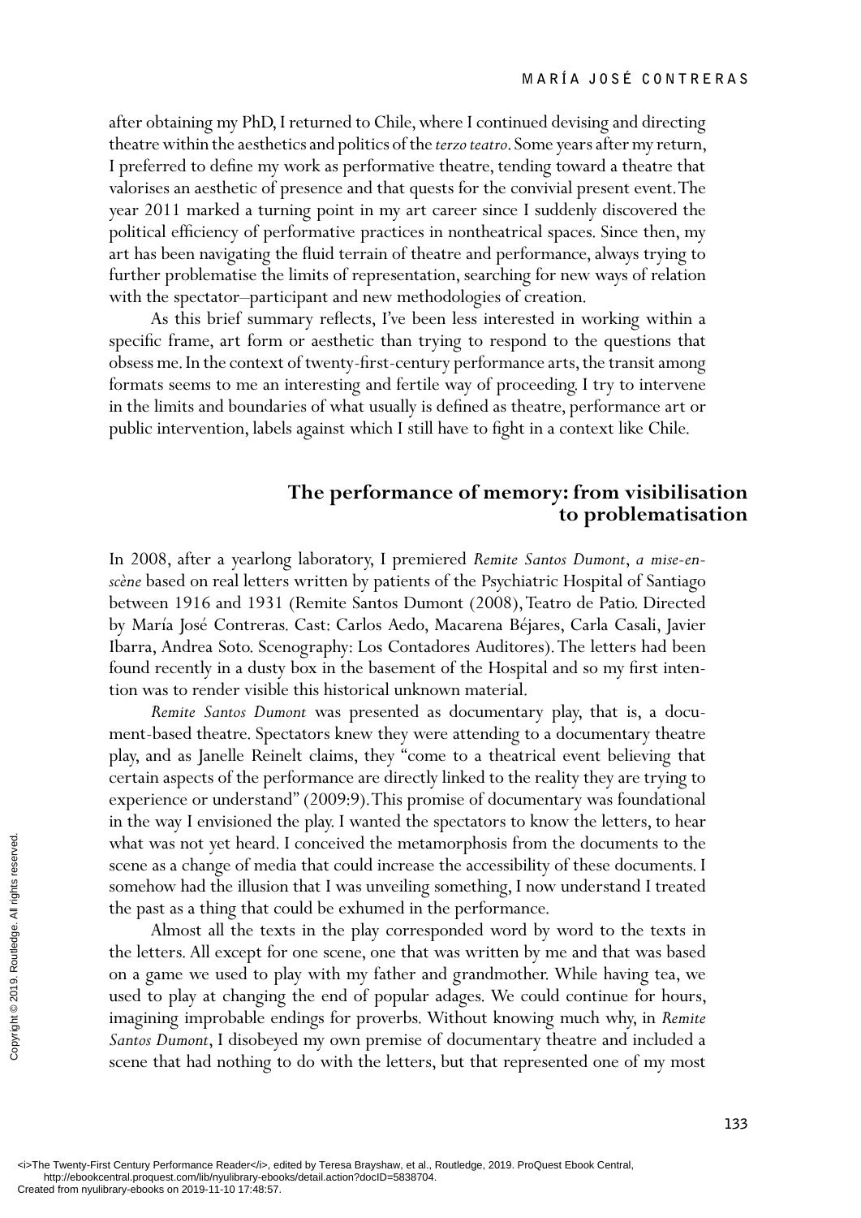after obtaining my PhD, I returned to Chile, where I continued devising and directing theatre within the aesthetics and politics of the *terzo teatro*. Some years after my return, I preferred to define my work as performative theatre, tending toward a theatre that valorises an aesthetic of presence and that quests for the convivial present event. The year 2011 marked a turning point in my art career since I suddenly discovered the political efficiency of performative practices in nontheatrical spaces. Since then, my art has been navigating the fluid terrain of theatre and performance, always trying to further problematise the limits of representation, searching for new ways of relation with the spectator–participant and new methodologies of creation.

As this brief summary reflects, I've been less interested in working within a specific frame, art form or aesthetic than trying to respond to the questions that obsess me. In the context of twenty-first-century performance arts, the transit among formats seems to me an interesting and fertile way of proceeding. I try to intervene in the limits and boundaries of what usually is defined as theatre, performance art or public intervention, labels against which I still have to fight in a context like Chile.

## The performance of memory: from visibilisation to problematisation

In 2008, after a yearlong laboratory, I premiered *Remite Santos Dumont*, *a mise-en-scène* based on real letters written by patients of the Psychiatric Hospital of Santiago between 1916 and 1931 (Remite Santos Dumont (2008), Teatro de Patio. Directed by María José Contreras. Cast: Carlos Aedo, Macarena Béjares, Carla Casali, Javier Ibarra, Andrea Soto. Scenography: Los Contadores Auditores). The letters had been found recently in a dusty box in the basement of the Hospital and so my first intention was to render visible this historical unknown material.

*Remite Santos Dumont* was presented as documentary play, that is, a document-based theatre. Spectators knew they were attending to a documentary theatre play, and as Janelle Reinelt claims, they "come to a theatrical event believing that certain aspects of the performance are directly linked to the reality they are trying to experience or understand" (2009:9). This promise of documentary was foundational in the way I envisioned the play. I wanted the spectators to know the letters, to hear what was not yet heard. I conceived the metamorphosis from the documents to the scene as a change of media that could increase the accessibility of these documents. I somehow had the illusion that I was unveiling something, I now understand I treated the past as a thing that could be exhumed in the performance.

Almost all the texts in the play corresponded word by word to the texts in the letters. All except for one scene, one that was written by me and that was based on a game we used to play with my father and grandmother. While having tea, we used to play at changing the end of popular adages. We could continue for hours, imagining improbable endings for proverbs. Without knowing much why, in *Remite Santos Dumont*, I disobeyed my own premise of documentary theatre and included a scene that had nothing to do with the letters, but that represented one of my most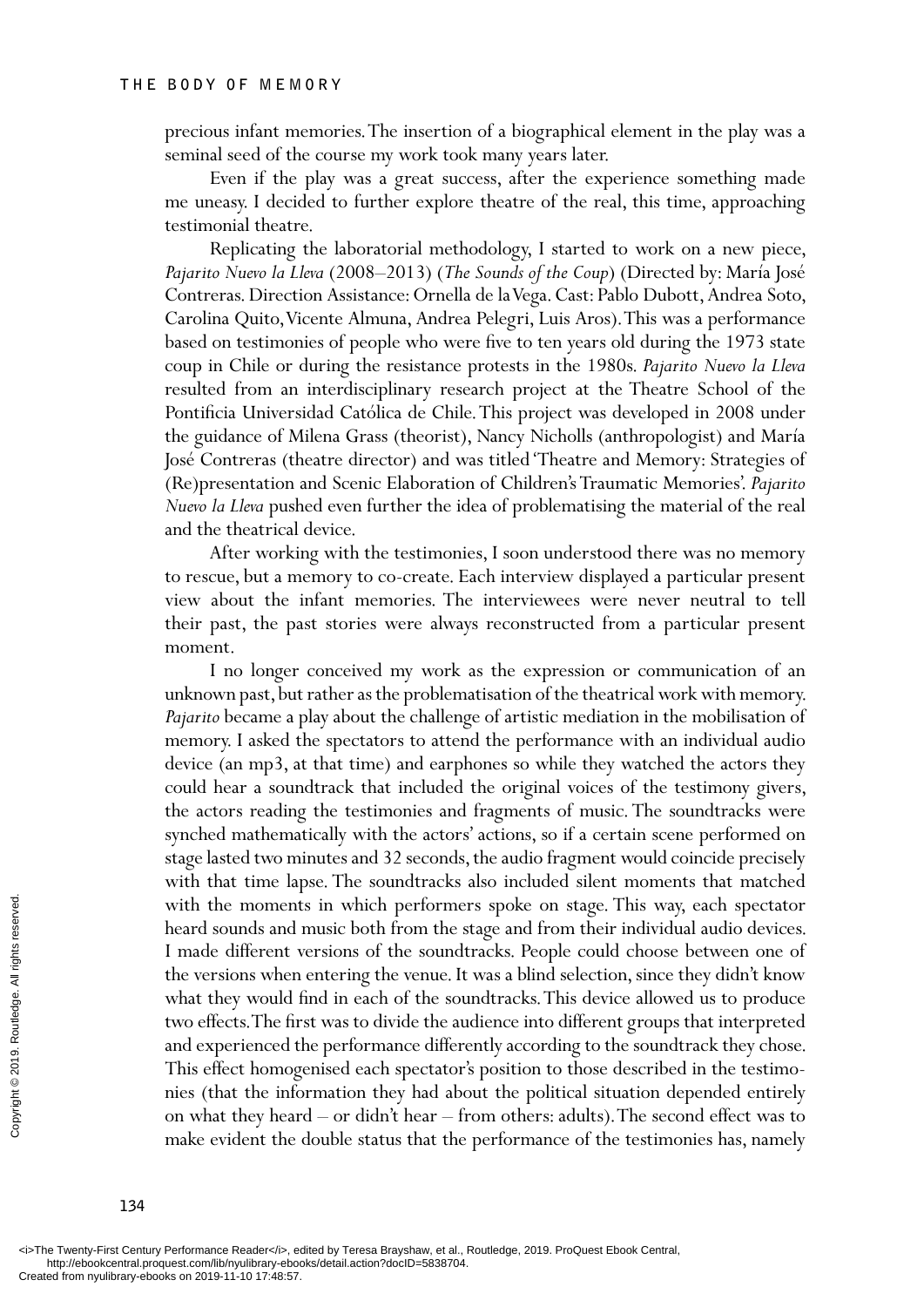precious infant memories. The insertion of a biographical element in the play was a seminal seed of the course my work took many years later.

Even if the play was a great success, after the experience something made me uneasy. I decided to further explore theatre of the real, this time, approaching testimonial theatre.

Replicating the laboratorial methodology, I started to work on a new piece, *Pajarito Nuevo la Lleva* (2008–2013) (*The Sounds of the Coup*) (Directed by: María José Contreras. Direction Assistance: Ornella de la Vega. Cast: Pablo Dubott, Andrea Soto, Carolina Quito, Vicente Almuna, Andrea Pelegri, Luis Aros). This was a performance based on testimonies of people who were five to ten years old during the 1973 state coup in Chile or during the resistance protests in the 1980s. *Pajarito Nuevo la Lleva* resulted from an interdisciplinary research project at the Theatre School of the Pontificia Universidad Católica de Chile. This project was developed in 2008 under the guidance of Milena Grass (theorist), Nancy Nicholls (anthropologist) and María José Contreras (theatre director) and was titled 'Theatre and Memory: Strategies of (Re)presentation and Scenic Elaboration of Children's Traumatic Memories'. *Pajarito Nuevo la Lleva* pushed even further the idea of problematising the material of the real and the theatrical device.

After working with the testimonies, I soon understood there was no memory to rescue, but a memory to co-create. Each interview displayed a particular present view about the infant memories. The interviewees were never neutral to tell their past, the past stories were always reconstructed from a particular present moment.

I no longer conceived my work as the expression or communication of an unknown past, but rather as the problematisation of the theatrical work with memory. *Pajarito* became a play about the challenge of artistic mediation in the mobilisation of memory. I asked the spectators to attend the performance with an individual audio device (an mp3, at that time) and earphones so while they watched the actors they could hear a soundtrack that included the original voices of the testimony givers, the actors reading the testimonies and fragments of music. The soundtracks were synched mathematically with the actors' actions, so if a certain scene performed on stage lasted two minutes and 32 seconds, the audio fragment would coincide precisely with that time lapse. The soundtracks also included silent moments that matched with the moments in which performers spoke on stage. This way, each spectator heard sounds and music both from the stage and from their individual audio devices. I made different versions of the soundtracks. People could choose between one of the versions when entering the venue. It was a blind selection, since they didn't know what they would find in each of the soundtracks. This device allowed us to produce two effects. The first was to divide the audience into different groups that interpreted and experienced the performance differently according to the soundtrack they chose. This effect homogenised each spectator's position to those described in the testimonies (that the information they had about the political situation depended entirely on what they heard – or didn't hear – from others: adults). The second effect was to make evident the double status that the performance of the testimonies has, namely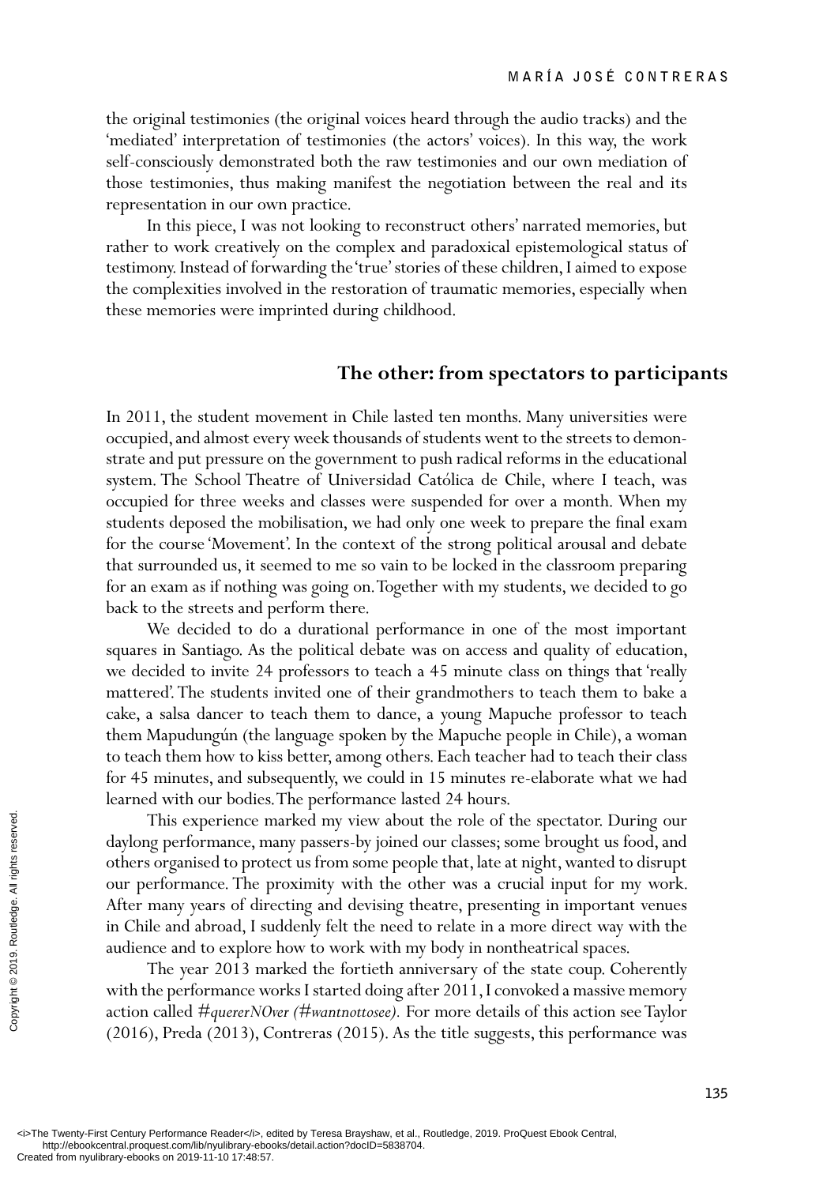the original testimonies (the original voices heard through the audio tracks) and the 'mediated' interpretation of testimonies (the actors' voices). In this way, the work self-consciously demonstrated both the raw testimonies and our own mediation of those testimonies, thus making manifest the negotiation between the real and its representation in our own practice.

In this piece, I was not looking to reconstruct others' narrated memories, but rather to work creatively on the complex and paradoxical epistemological status of testimony. Instead of forwarding the 'true' stories of these children, I aimed to expose the complexities involved in the restoration of traumatic memories, especially when these memories were imprinted during childhood.

## The other: from spectators to participants

In 2011, the student movement in Chile lasted ten months. Many universities were occupied, and almost every week thousands of students went to the streets to demonstrate and put pressure on the government to push radical reforms in the educational system. The School Theatre of Universidad Católica de Chile, where I teach, was occupied for three weeks and classes were suspended for over a month. When my students deposed the mobilisation, we had only one week to prepare the final exam for the course 'Movement'. In the context of the strong political arousal and debate that surrounded us, it seemed to me so vain to be locked in the classroom preparing for an exam as if nothing was going on. Together with my students, we decided to go back to the streets and perform there.

We decided to do a durational performance in one of the most important squares in Santiago. As the political debate was on access and quality of education, we decided to invite 24 professors to teach a 45 minute class on things that 'really mattered'. The students invited one of their grandmothers to teach them to bake a cake, a salsa dancer to teach them to dance, a young Mapuche professor to teach them Mapudungún (the language spoken by the Mapuche people in Chile), a woman to teach them how to kiss better, among others. Each teacher had to teach their class for 45 minutes, and subsequently, we could in 15 minutes re-elaborate what we had learned with our bodies. The performance lasted 24 hours.

This experience marked my view about the role of the spectator. During our daylong performance, many passers-by joined our classes; some brought us food, and others organised to protect us from some people that, late at night, wanted to disrupt our performance. The proximity with the other was a crucial input for my work. After many years of directing and devising theatre, presenting in important venues in Chile and abroad, I suddenly felt the need to relate in a more direct way with the audience and to explore how to work with my body in nontheatrical spaces.

The year 2013 marked the fortieth anniversary of the state coup. Coherently with the performance works I started doing after 2011, I convoked a massive memory action called *#quererNOver (#wantnottosee).* For more details of this action see Taylor (2016), Preda (2013), Contreras (2015). As the title suggests, this performance was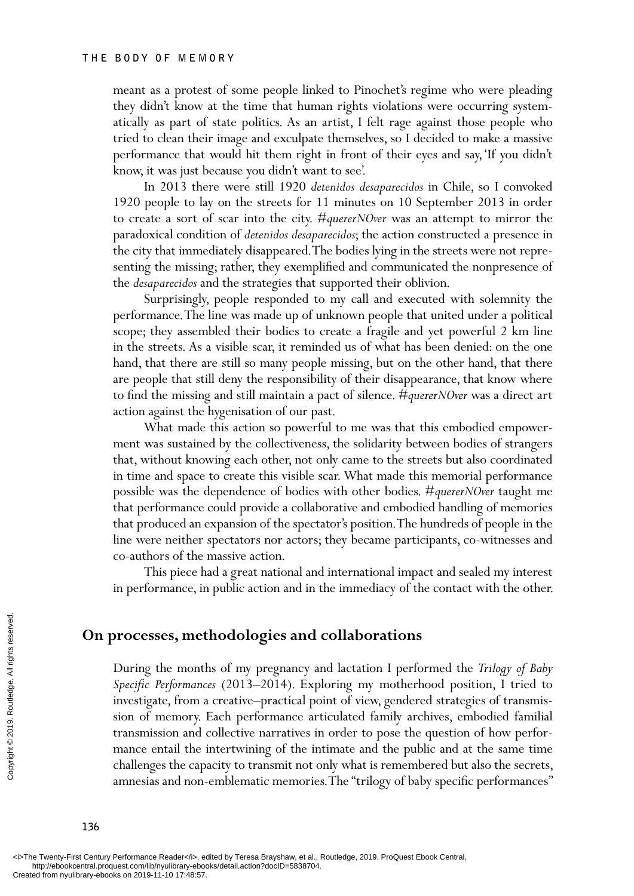meant as a protest of some people linked to Pinochet's regime who were pleading they didn't know at the time that human rights violations were occurring systematically as part of state politics. As an artist, I felt rage against those people who tried to clean their image and exculpate themselves, so I decided to make a massive performance that would hit them right in front of their eyes and say, 'If you didn't know, it was just because you didn't want to see'.

In 2013 there were still 1920 *detenidos desaparecidos* in Chile, so I convoked 1920 people to lay on the streets for 11 minutes on 10 September 2013 in order to create a sort of scar into the city. *#quererNOver* was an attempt to mirror the paradoxical condition of *detenidos desaparecidos*; the action constructed a presence in the city that immediately disappeared. The bodies lying in the streets were not representing the missing; rather, they exemplified and communicated the nonpresence of the *desaparecidos* and the strategies that supported their oblivion.

Surprisingly, people responded to my call and executed with solemnity the performance. The line was made up of unknown people that united under a political scope; they assembled their bodies to create a fragile and yet powerful 2 km line in the streets. As a visible scar, it reminded us of what has been denied: on the one hand, that there are still so many people missing, but on the other hand, that there are people that still deny the responsibility of their disappearance, that know where to find the missing and still maintain a pact of silence. *#quererNOver* was a direct art action against the hygenisation of our past.

What made this action so powerful to me was that this embodied empowerment was sustained by the collectiveness, the solidarity between bodies of strangers that, without knowing each other, not only came to the streets but also coordinated in time and space to create this visible scar. What made this memorial performance possible was the dependence of bodies with other bodies. *#quererNOver* taught me that performance could provide a collaborative and embodied handling of memories that produced an expansion of the spectator's position. The hundreds of people in the line were neither spectators nor actors; they became participants, co-witnesses and co-authors of the massive action.

This piece had a great national and international impact and sealed my interest in performance, in public action and in the immediacy of the contact with the other.

## On processes, methodologies and collaborations

During the months of my pregnancy and lactation I performed the *Trilogy of Baby Specific Performances* (2013–2014). Exploring my motherhood position, I tried to investigate, from a creative–practical point of view, gendered strategies of transmission of memory. Each performance articulated family archives, embodied familial transmission and collective narratives in order to pose the question of how performance entail the intertwining of the intimate and the public and at the same time challenges the capacity to transmit not only what is remembered but also the secrets, amnesias and non-emblematic memories. The "trilogy of baby specific performances"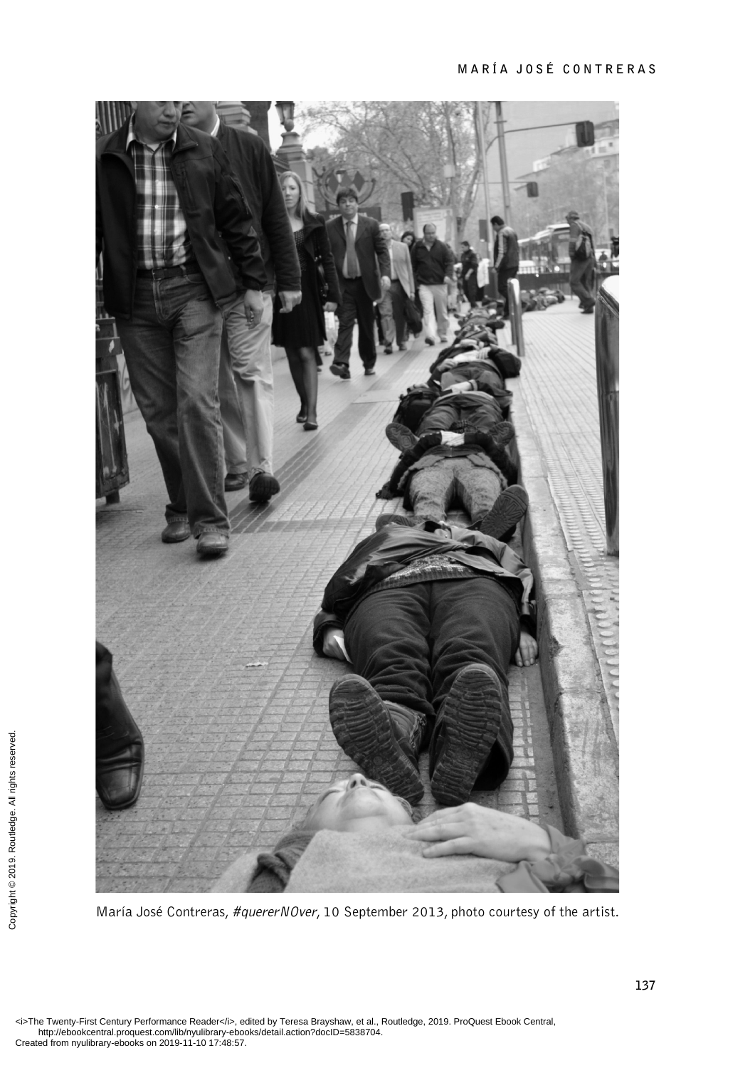María José Contreras, *#quererNOver*, 10 September 2013, photo courtesy of the artist.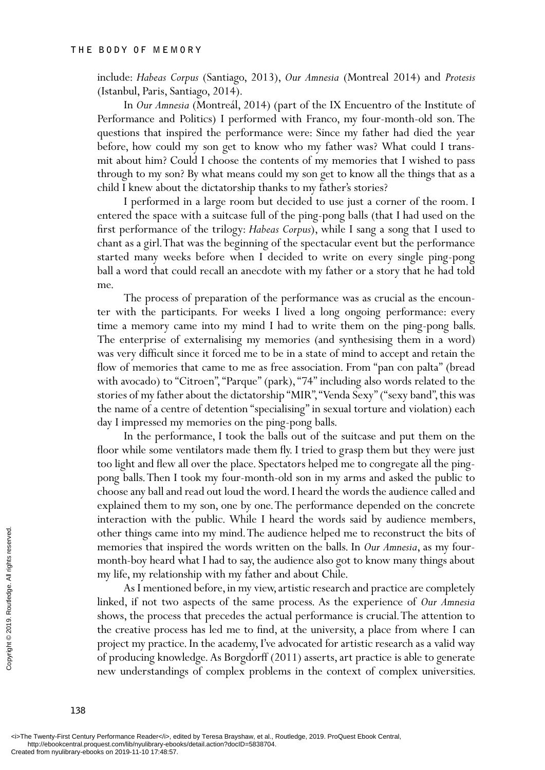include: *Habeas Corpus* (Santiago, 2013), *Our Amnesia* (Montreal 2014) and *Protesis* (Istanbul, Paris, Santiago, 2014).

In *Our Amnesia* (Montreál, 2014) (part of the IX Encuentro of the Institute of Performance and Politics) I performed with Franco, my four-month-old son. The questions that inspired the performance were: Since my father had died the year before, how could my son get to know who my father was? What could I transmit about him? Could I choose the contents of my memories that I wished to pass through to my son? By what means could my son get to know all the things that as a child I knew about the dictatorship thanks to my father's stories?

I performed in a large room but decided to use just a corner of the room. I entered the space with a suitcase full of the ping-pong balls (that I had used on the first performance of the trilogy: *Habeas Corpus*), while I sang a song that I used to chant as a girl. That was the beginning of the spectacular event but the performance started many weeks before when I decided to write on every single ping-pong ball a word that could recall an anecdote with my father or a story that he had told me.

The process of preparation of the performance was as crucial as the encounter with the participants. For weeks I lived a long ongoing performance: every time a memory came into my mind I had to write them on the ping-pong balls. The enterprise of externalising my memories (and synthesising them in a word) was very difficult since it forced me to be in a state of mind to accept and retain the flow of memories that came to me as free association. From "pan con palta" (bread with avocado) to "Citroen", "Parque" (park), "74" including also words related to the stories of my father about the dictatorship "MIR", "Venda Sexy" ("sexy band", this was the name of a centre of detention "specialising" in sexual torture and violation) each day I impressed my memories on the ping-pong balls.

In the performance, I took the balls out of the suitcase and put them on the floor while some ventilators made them fly. I tried to grasp them but they were just too light and flew all over the place. Spectators helped me to congregate all the ping-pong balls. Then I took my four-month-old son in my arms and asked the public to choose any ball and read out loud the word. I heard the words the audience called and explained them to my son, one by one. The performance depended on the concrete interaction with the public. While I heard the words said by audience members, other things came into my mind. The audience helped me to reconstruct the bits of memories that inspired the words written on the balls. In *Our Amnesia*, as my four-month-boy heard what I had to say, the audience also got to know many things about my life, my relationship with my father and about Chile.

As I mentioned before, in my view, artistic research and practice are completely linked, if not two aspects of the same process. As the experience of *Our Amnesia* shows, the process that precedes the actual performance is crucial. The attention to the creative process has led me to find, at the university, a place from where I can project my practice. In the academy, I've advocated for artistic research as a valid way of producing knowledge. As Borgdorff (2011) asserts, art practice is able to generate new understandings of complex problems in the context of complex universities.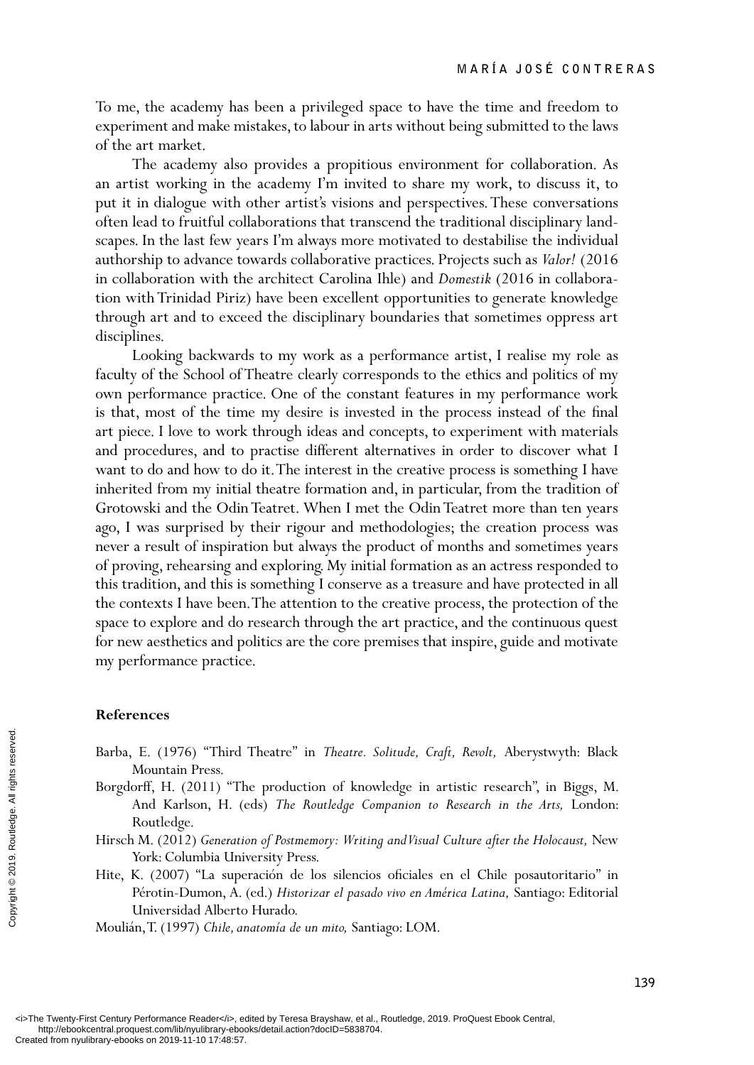To me, the academy has been a privileged space to have the time and freedom to experiment and make mistakes, to labour in arts without being submitted to the laws of the art market.

The academy also provides a propitious environment for collaboration. As an artist working in the academy I'm invited to share my work, to discuss it, to put it in dialogue with other artist's visions and perspectives. These conversations often lead to fruitful collaborations that transcend the traditional disciplinary landscapes. In the last few years I'm always more motivated to destabilise the individual authorship to advance towards collaborative practices. Projects such as *Valor!* (2016 in collaboration with the architect Carolina Ihle) and *Domestik* (2016 in collaboration with Trinidad Piriz) have been excellent opportunities to generate knowledge through art and to exceed the disciplinary boundaries that sometimes oppress art disciplines.

Looking backwards to my work as a performance artist, I realise my role as faculty of the School of Theatre clearly corresponds to the ethics and politics of my own performance practice. One of the constant features in my performance work is that, most of the time my desire is invested in the process instead of the final art piece. I love to work through ideas and concepts, to experiment with materials and procedures, and to practise different alternatives in order to discover what I want to do and how to do it. The interest in the creative process is something I have inherited from my initial theatre formation and, in particular, from the tradition of Grotowski and the Odin Teatret. When I met the Odin Teatret more than ten years ago, I was surprised by their rigour and methodologies; the creation process was never a result of inspiration but always the product of months and sometimes years of proving, rehearsing and exploring. My initial formation as an actress responded to this tradition, and this is something I conserve as a treasure and have protected in all the contexts I have been. The attention to the creative process, the protection of the space to explore and do research through the art practice, and the continuous quest for new aesthetics and politics are the core premises that inspire, guide and motivate my performance practice.

## References

Barba, E. (1976) "Third Theatre" in *Theatre. Solitude, Craft, Revolt,* Aberystwyth: Black Mountain Press.

Borgdorff, H. (2011) "The production of knowledge in artistic research", in Biggs, M. And Karlson, H. (eds) *The Routledge Companion to Research in the Arts,* London: Routledge.

Hirsch M. (2012) *Generation of Postmemory: Writing and Visual Culture after the Holocaust,* New York: Columbia University Press.

Hite, K. (2007) "La superación de los silencios oficiales en el Chile posautoritario" in Pérotin-Dumon, A. (ed.) *Historizar el pasado vivo en América Latina,* Santiago: Editorial Universidad Alberto Hurado.

Moulián, T. (1997) *Chile, anatomía de un mito,* Santiago: LOM.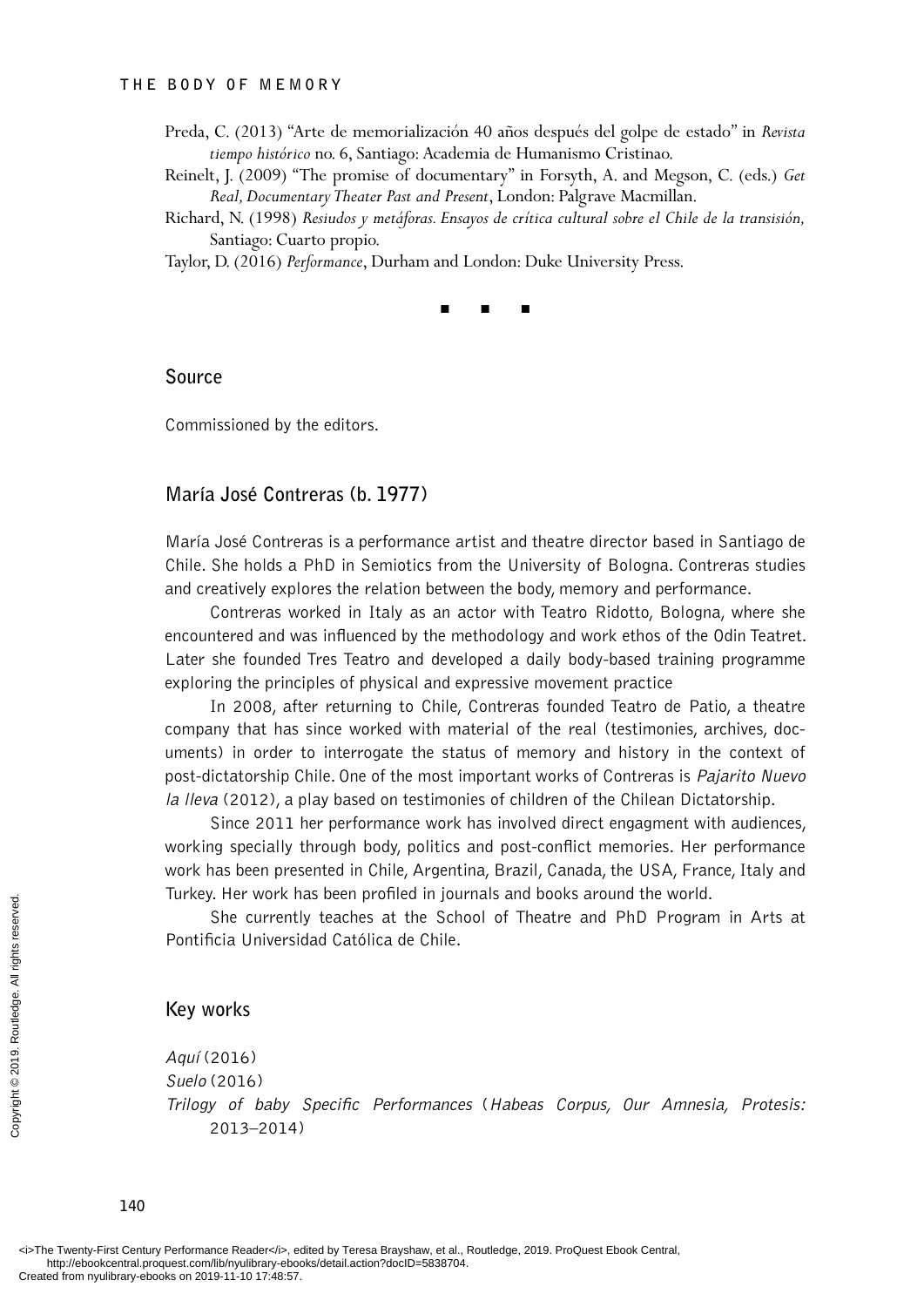Preda, C. (2013) "Arte de memorialización 40 años después del golpe de estado" in *Revista tiempo histórico* no. 6, Santiago: Academia de Humanismo Cristinao.

Reinelt, J. (2009) "The promise of documentary" in Forsyth, A. and Megson, C. (eds.) *Get Real, Documentary Theater Past and Present*, London: Palgrave Macmillan.

Richard, N. (1998) *Resiudos y metáforas. Ensayos de crítica cultural sobre el Chile de la transición,* Santiago: Cuarto propio.

Taylor, D. (2016) *Performance*, Durham and London: Duke University Press.

■ ■ ■

## Source

Commissioned by the editors.

## María José Contreras (b. 1977)

María José Contreras is a performance artist and theatre director based in Santiago de Chile. She holds a PhD in Semiotics from the University of Bologna. Contreras studies and creatively explores the relation between the body, memory and performance.

Contreras worked in Italy as an actor with Teatro Ridotto, Bologna, where she encountered and was influenced by the methodology and work ethos of the Odin Teatret. Later she founded Tres Teatro and developed a daily body-based training programme exploring the principles of physical and expressive movement practice

In 2008, after returning to Chile, Contreras founded Teatro de Patio, a theatre company that has since worked with material of the real (testimonies, archives, documents) in order to interrogate the status of memory and history in the context of post-dictatorship Chile. One of the most important works of Contreras is *Pajarito Nuevo la lleva* (2012), a play based on testimonies of children of the Chilean Dictatorship.

Since 2011 her performance work has involved direct engagment with audiences, working specially through body, politics and post-conflict memories. Her performance work has been presented in Chile, Argentina, Brazil, Canada, the USA, France, Italy and Turkey. Her work has been profiled in journals and books around the world.

She currently teaches at the School of Theatre and PhD Program in Arts at Pontificia Universidad Católica de Chile.

## Key works

*Aquí* (2016)
*Suelo* (2016)
*Trilogy of baby Specific Performances* (*Habeas Corpus, Our Amnesia, Protesis:* 2013–2014)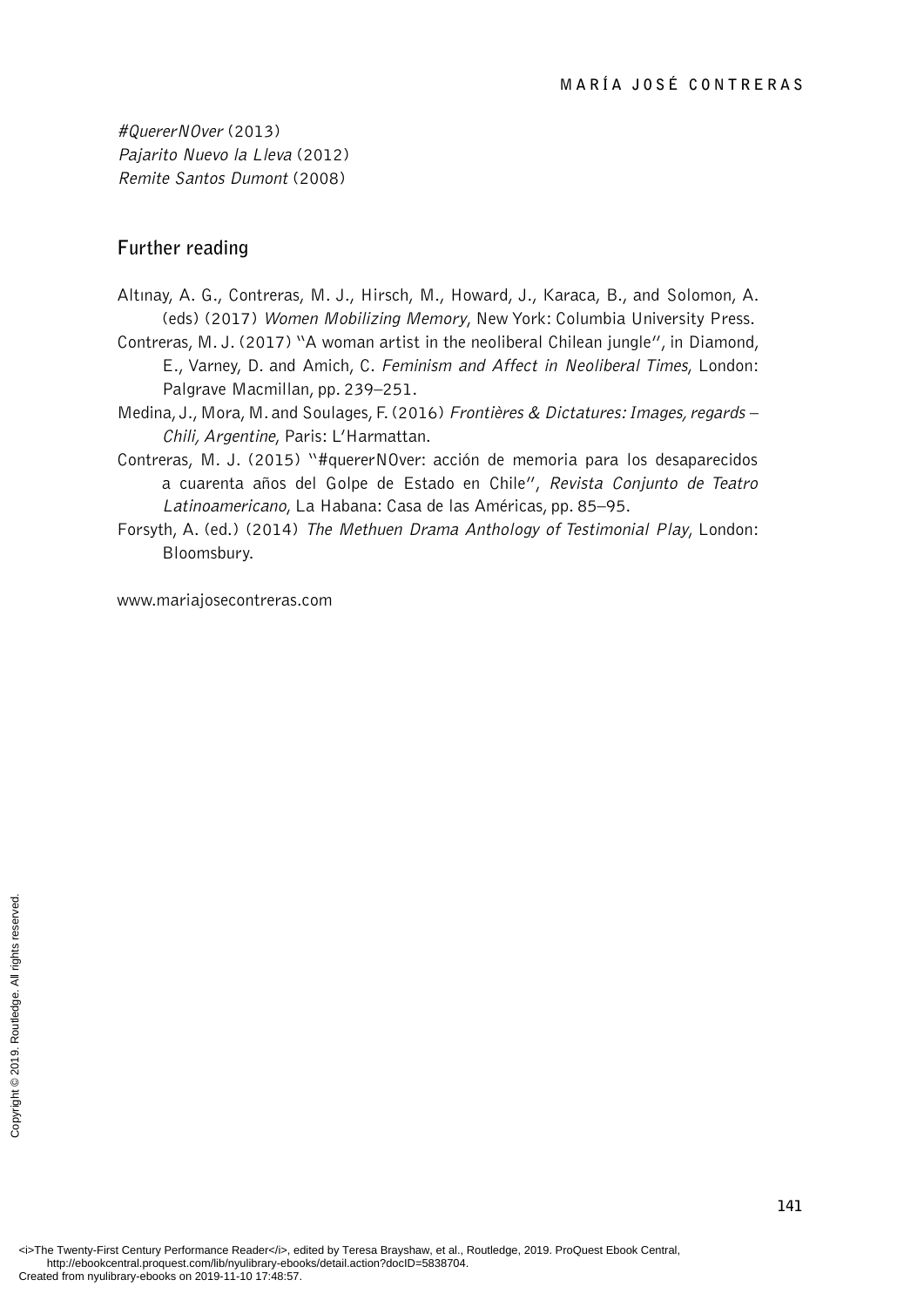*#QuererNOver* (2013)
*Pajarito Nuevo la Lleva* (2012)
*Remite Santos Dumont* (2008)

## Further reading

Altınay, A. G., Contreras, M. J., Hirsch, M., Howard, J., Karaca, B., and Solomon, A. (eds) (2017) *Women Mobilizing Memory*, New York: Columbia University Press.

Contreras, M. J. (2017) "A woman artist in the neoliberal Chilean jungle", in Diamond, E., Varney, D. and Amich, C. *Feminism and Affect in Neoliberal Times*, London: Palgrave Macmillan, pp. 239–251.

Medina, J., Mora, M. and Soulages, F. (2016) *Frontières & Dictatures: Images, regards – Chili, Argentine*, Paris: L'Harmattan.

Contreras, M. J. (2015) "#quererNOver: acción de memoria para los desaparecidos a cuarenta años del Golpe de Estado en Chile", *Revista Conjunto de Teatro Latinoamericano*, La Habana: Casa de las Américas, pp. 85–95.

Forsyth, A. (ed.) (2014) *The Methuen Drama Anthology of Testimonial Play*, London: Bloomsbury.

www.mariajosecontreras.com